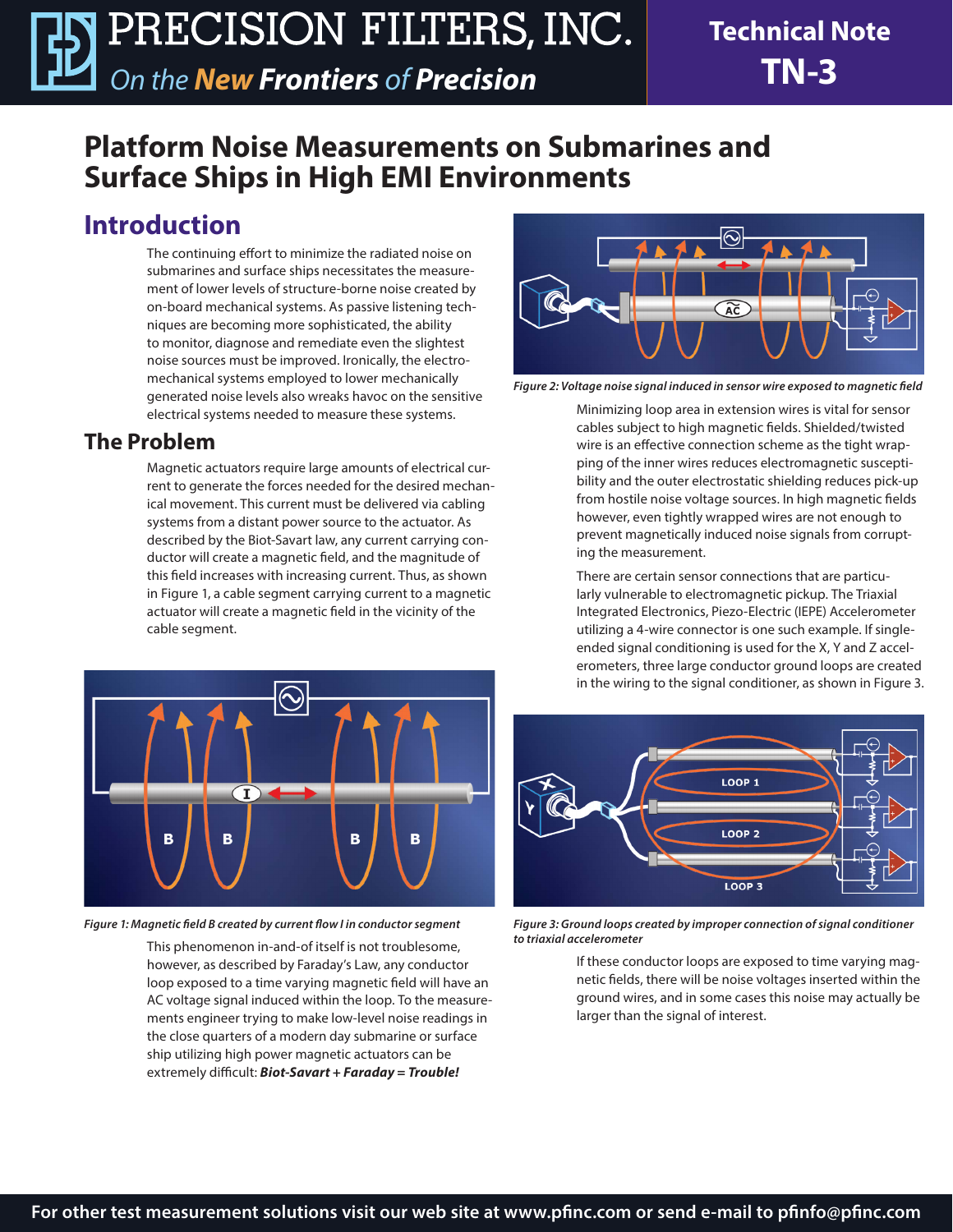# Platform Noise Measurements on Submarines and Surface Ships in High EMI Environments

## Introduction

The continuing effort to minimize the radiated noise on submarines and surface ships necessitates the measurement of lower levels of structure-borne noise created by on-board mechanical systems. As passive listening techniques are becoming more sophisticated, the ability to monitor, diagnose and remediate even the slightest noise sources must be improved. Ironically, the electromechanical systems employed to lower mechanically generated noise levels also wreaks havoc on the sensitive electrical systems needed to measure these systems.

## The Problem

Magnetic actuators require large amounts of electrical current to generate the forces needed for the desired mechanical movement. This current must be delivered via cabling systems from a distant power source to the actuator. As described by the Biot-Savart law, any current carrying conductor will create a magnetic field, and the magnitude of this field increases with increasing current. Thus, as shown in Figure 1, a cable segment carrying current to a magnetic actuator will create a magnetic field in the vicinity of the cable segment.

*Figure 1: Magnetic field B created by current flow I in conductor segment*

This phenomenon in-and-of itself is not troublesome, however, as described by Faraday's Law, any conductor loop exposed to a time varying magnetic field will have an AC voltage signal induced within the loop. To the measurements engineer trying to make low-level noise readings in the close quarters of a modern day submarine or surface ship utilizing high power magnetic actuators can be extremely difficult: ***Biot-Savart + Faraday = Trouble!***

*Figure 2: Voltage noise signal induced in sensor wire exposed to magnetic field*

Minimizing loop area in extension wires is vital for sensor cables subject to high magnetic fields. Shielded/twisted wire is an effective connection scheme as the tight wrapping of the inner wires reduces electromagnetic susceptibility and the outer electrostatic shielding reduces pick-up from hostile noise voltage sources. In high magnetic fields however, even tightly wrapped wires are not enough to prevent magnetically induced noise signals from corrupting the measurement.

There are certain sensor connections that are particularly vulnerable to electromagnetic pickup. The Triaxial Integrated Electronics, Piezo-Electric (IEPE) Accelerometer utilizing a 4-wire connector is one such example. If single-ended signal conditioning is used for the X, Y and Z accelerometers, three large conductor ground loops are created in the wiring to the signal conditioner, as shown in Figure 3.

*Figure 3: Ground loops created by improper connection of signal conditioner to triaxial accelerometer*

If these conductor loops are exposed to time varying magnetic fields, there will be noise voltages inserted within the ground wires, and in some cases this noise may actually be larger than the signal of interest.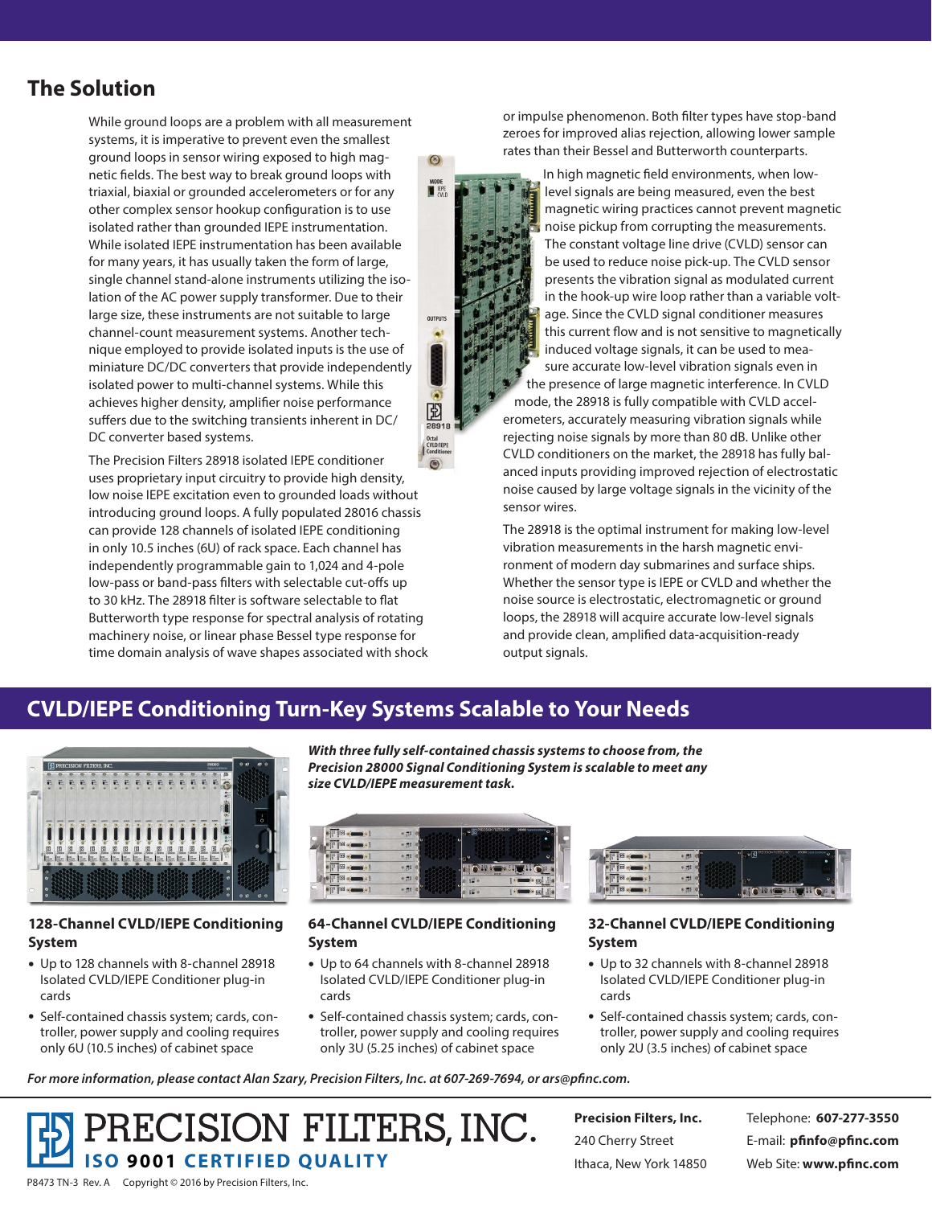## The Solution

While ground loops are a problem with all measurement systems, it is imperative to prevent even the smallest ground loops in sensor wiring exposed to high magnetic fields. The best way to break ground loops with triaxial, biaxial or grounded accelerometers or for any other complex sensor hookup configuration is to use isolated rather than grounded IEPE instrumentation. While isolated IEPE instrumentation has been available for many years, it has usually taken the form of large, single channel stand-alone instruments utilizing the isolation of the AC power supply transformer. Due to their large size, these instruments are not suitable to large channel-count measurement systems. Another technique employed to provide isolated inputs is the use of miniature DC/DC converters that provide independently isolated power to multi-channel systems. While this achieves higher density, amplifier noise performance suffers due to the switching transients inherent in DC/DC converter based systems.

The Precision Filters 28918 isolated IEPE conditioner uses proprietary input circuitry to provide high density, low noise IEPE excitation even to grounded loads without introducing ground loops. A fully populated 28016 chassis can provide 128 channels of isolated IEPE conditioning in only 10.5 inches (6U) of rack space. Each channel has independently programmable gain to 1,024 and 4-pole low-pass or band-pass filters with selectable cut-offs up to 30 kHz. The 28918 filter is software selectable to flat Butterworth type response for spectral analysis of rotating machinery noise, or linear phase Bessel type response for time domain analysis of wave shapes associated with shock or impulse phenomenon. Both filter types have stop-band zeroes for improved alias rejection, allowing lower sample rates than their Bessel and Butterworth counterparts.

In high magnetic field environments, when low-level signals are being measured, even the best magnetic wiring practices cannot prevent magnetic noise pickup from corrupting the measurements. The constant voltage line drive (CVLD) sensor can be used to reduce noise pick-up. The CVLD sensor presents the vibration signal as modulated current in the hook-up wire loop rather than a variable voltage. Since the CVLD signal conditioner measures this current flow and is not sensitive to magnetically induced voltage signals, it can be used to measure accurate low-level vibration signals even in the presence of large magnetic interference. In CVLD mode, the 28918 is fully compatible with CVLD accelerometers, accurately measuring vibration signals while rejecting noise signals by more than 80 dB. Unlike other CVLD conditioners on the market, the 28918 has fully balanced inputs providing improved rejection of electrostatic noise caused by large voltage signals in the vicinity of the sensor wires.

The 28918 is the optimal instrument for making low-level vibration measurements in the harsh magnetic environment of modern day submarines and surface ships. Whether the sensor type is IEPE or CVLD and whether the noise source is electrostatic, electromagnetic or ground loops, the 28918 will acquire accurate low-level signals and provide clean, amplified data-acquisition-ready output signals.

## CVLD/IEPE Conditioning Turn-Key Systems Scalable to Your Needs

***With three fully self-contained chassis systems to choose from, the Precision 28000 Signal Conditioning System is scalable to meet any size CVLD/IEPE measurement task.***

### 128-Channel CVLD/IEPE Conditioning System

- Up to 128 channels with 8-channel 28918 Isolated CVLD/IEPE Conditioner plug-in cards
- Self-contained chassis system; cards, controller, power supply and cooling requires only 6U (10.5 inches) of cabinet space

### 64-Channel CVLD/IEPE Conditioning System

- Up to 64 channels with 8-channel 28918 Isolated CVLD/IEPE Conditioner plug-in cards
- Self-contained chassis system; cards, controller, power supply and cooling requires only 3U (5.25 inches) of cabinet space

### 32-Channel CVLD/IEPE Conditioning System

- Up to 32 channels with 8-channel 28918 Isolated CVLD/IEPE Conditioner plug-in cards
- Self-contained chassis system; cards, controller, power supply and cooling requires only 2U (3.5 inches) of cabinet space

***For more information, please contact Alan Szary, Precision Filters, Inc. at 607-269-7694, or ars@pfinc.com.***

PRECISION FILTERS, INC.
**ISO 9001 CERTIFIED QUALITY**

**Precision Filters, Inc.**
240 Cherry Street
Ithaca, New York 14850

Telephone: **607-277-3550**
E-mail: **pfinfo@pfinc.com**
Web Site: **www.pfinc.com**

P8473 TN-3 Rev. A Copyright © 2016 by Precision Filters, Inc.